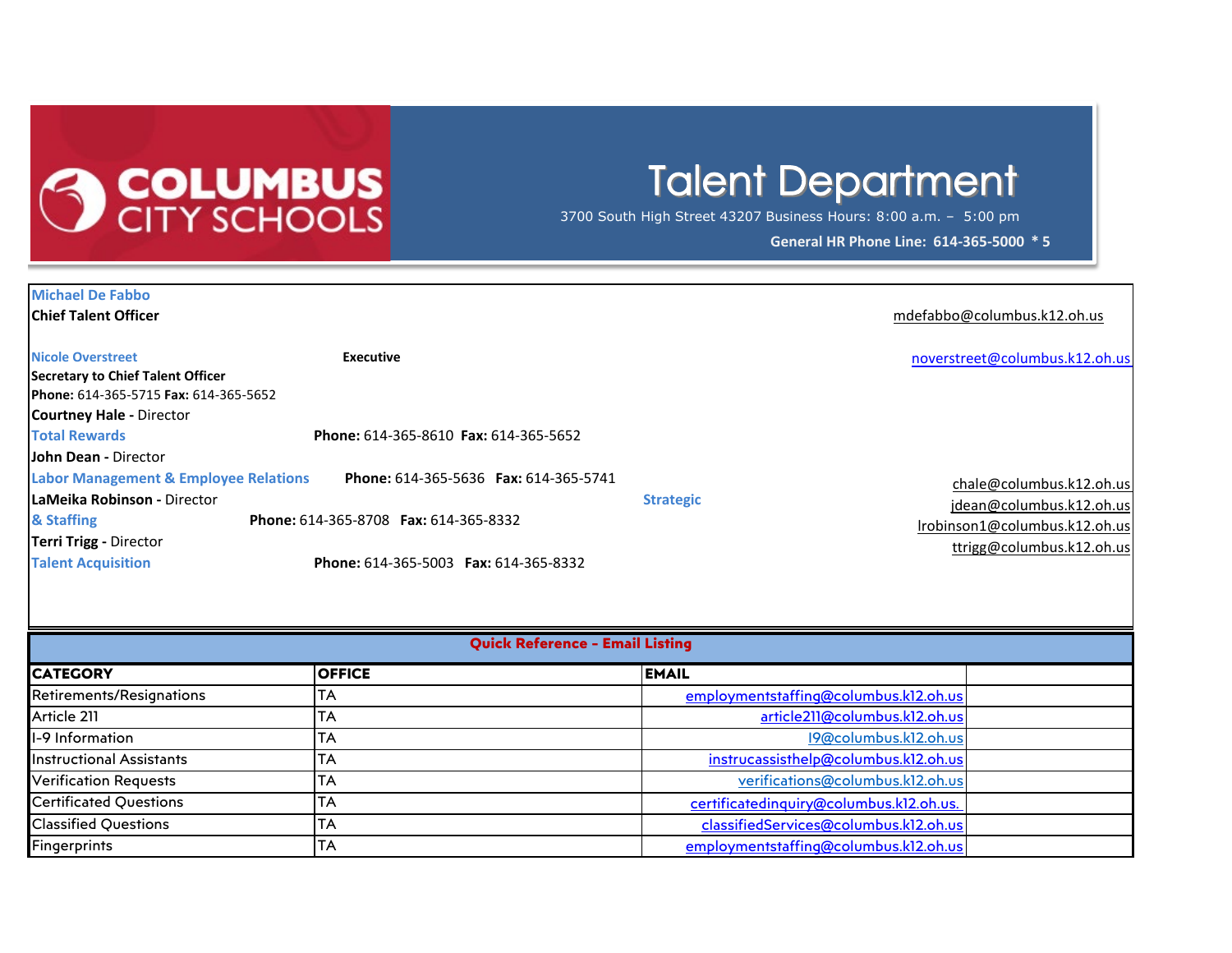# COLUMBUS CITY SCHOOLS

# Talent Department

3700 South High Street 43207 Business Hours: 8:00 a.m. – 5:00 pm

**General HR Phone Line: 614-365-5000 * 5**

**Michael De Fabbo**
**Chief Talent Officer**
mdefabbo@columbus.k12.oh.us

**Nicole Overstreet** — **Executive Secretary to Chief Talent Officer**
**Phone:** 614-365-5715 **Fax:** 614-365-5652
noverstreet@columbus.k12.oh.us

**Courtney Hale -** Director
**Total Rewards**
**Phone:** 614-365-8610 **Fax:** 614-365-5652
chale@columbus.k12.oh.us

**John Dean -** Director
**Labor Management & Employee Relations**
**Phone:** 614-365-5636 **Fax:** 614-365-5741
jdean@columbus.k12.oh.us

**LaMeika Robinson -** Director
**Strategic & Staffing**
**Phone:** 614-365-8708 **Fax:** 614-365-8332
lrobinson1@columbus.k12.oh.us

**Terri Trigg -** Director
**Talent Acquisition**
**Phone:** 614-365-5003 **Fax:** 614-365-8332
ttrigg@columbus.k12.oh.us

## Quick Reference - Email Listing

| CATEGORY | OFFICE | EMAIL |
|---|---|---|
| Retirements/Resignations | TA | employmentstaffing@columbus.k12.oh.us |
| Article 211 | TA | article211@columbus.k12.oh.us |
| I-9 Information | TA | I9@columbus.k12.oh.us |
| Instructional Assistants | TA | instrucassisthelp@columbus.k12.oh.us |
| Verification Requests | TA | verifications@columbus.k12.oh.us |
| Certificated Questions | TA | certificatedinquiry@columbus.k12.oh.us. |
| Classified Questions | TA | classifiedServices@columbus.k12.oh.us |
| Fingerprints | TA | employmentstaffing@columbus.k12.oh.us |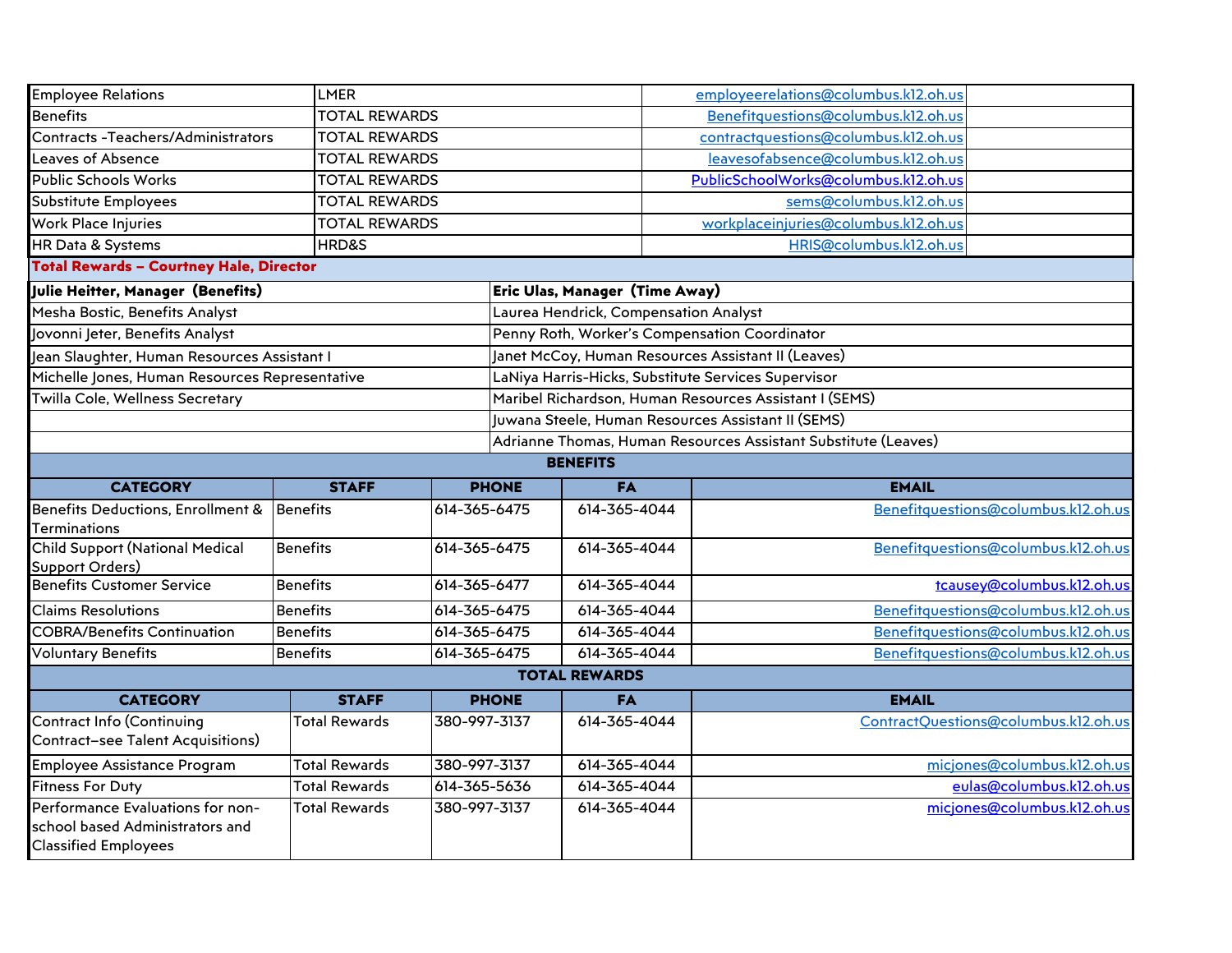| | | | |
|---|---|---|---|
| Employee Relations | LMER | employeerelations@columbus.k12.oh.us | |
| Benefits | TOTAL REWARDS | Benefitquestions@columbus.k12.oh.us | |
| Contracts -Teachers/Administrators | TOTAL REWARDS | contractquestions@columbus.k12.oh.us | |
| Leaves of Absence | TOTAL REWARDS | leavesofabsence@columbus.k12.oh.us | |
| Public Schools Works | TOTAL REWARDS | PublicSchoolWorks@columbus.k12.oh.us | |
| Substitute Employees | TOTAL REWARDS | sems@columbus.k12.oh.us | |
| Work Place Injuries | TOTAL REWARDS | workplaceinjuries@columbus.k12.oh.us | |
| HR Data & Systems | HRD&S | HRIS@columbus.k12.oh.us | |

## Total Rewards – Courtney Hale, Director

| **Julie Heitter, Manager (Benefits)** | **Eric Ulas, Manager (Time Away)** |
|---|---|
| Mesha Bostic, Benefits Analyst | Laurea Hendrick, Compensation Analyst |
| Jovonni Jeter, Benefits Analyst | Penny Roth, Worker's Compensation Coordinator |
| Jean Slaughter, Human Resources Assistant I | Janet McCoy, Human Resources Assistant II (Leaves) |
| Michelle Jones, Human Resources Representative | LaNiya Harris-Hicks, Substitute Services Supervisor |
| Twilla Cole, Wellness Secretary | Maribel Richardson, Human Resources Assistant I (SEMS) |
| | Juwana Steele, Human Resources Assistant II (SEMS) |
| | Adrianne Thomas, Human Resources Assistant Substitute (Leaves) |

## BENEFITS

| CATEGORY | STAFF | PHONE | FA | EMAIL |
|---|---|---|---|---|
| Benefits Deductions, Enrollment & Terminations | Benefits | 614-365-6475 | 614-365-4044 | Benefitquestions@columbus.k12.oh.us |
| Child Support (National Medical Support Orders) | Benefits | 614-365-6475 | 614-365-4044 | Benefitquestions@columbus.k12.oh.us |
| Benefits Customer Service | Benefits | 614-365-6477 | 614-365-4044 | tcausey@columbus.k12.oh.us |
| Claims Resolutions | Benefits | 614-365-6475 | 614-365-4044 | Benefitquestions@columbus.k12.oh.us |
| COBRA/Benefits Continuation | Benefits | 614-365-6475 | 614-365-4044 | Benefitquestions@columbus.k12.oh.us |
| Voluntary Benefits | Benefits | 614-365-6475 | 614-365-4044 | Benefitquestions@columbus.k12.oh.us |

## TOTAL REWARDS

| CATEGORY | STAFF | PHONE | FA | EMAIL |
|---|---|---|---|---|
| Contract Info (Continuing Contract–see Talent Acquisitions) | Total Rewards | 380-997-3137 | 614-365-4044 | ContractQuestions@columbus.k12.oh.us |
| Employee Assistance Program | Total Rewards | 380-997-3137 | 614-365-4044 | micjones@columbus.k12.oh.us |
| Fitness For Duty | Total Rewards | 614-365-5636 | 614-365-4044 | eulas@columbus.k12.oh.us |
| Performance Evaluations for non-school based Administrators and Classified Employees | Total Rewards | 380-997-3137 | 614-365-4044 | micjones@columbus.k12.oh.us |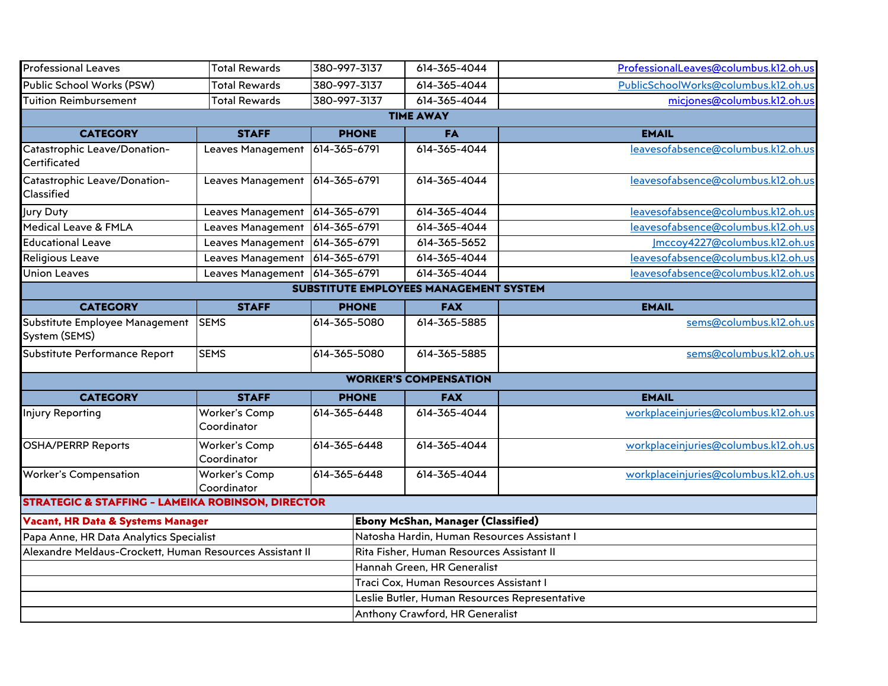| CATEGORY | STAFF | PHONE | FAX | EMAIL |
|---|---|---|---|---|
| Professional Leaves | Total Rewards | 380-997-3137 | 614-365-4044 | ProfessionalLeaves@columbus.k12.oh.us |
| Public School Works (PSW) | Total Rewards | 380-997-3137 | 614-365-4044 | PublicSchoolWorks@columbus.k12.oh.us |
| Tuition Reimbursement | Total Rewards | 380-997-3137 | 614-365-4044 | micjones@columbus.k12.oh.us |

**TIME AWAY**

| CATEGORY | STAFF | PHONE | FA | EMAIL |
|---|---|---|---|---|
| Catastrophic Leave/Donation-Certificated | Leaves Management | 614-365-6791 | 614-365-4044 | leavesofabsence@columbus.k12.oh.us |
| Catastrophic Leave/Donation-Classified | Leaves Management | 614-365-6791 | 614-365-4044 | leavesofabsence@columbus.k12.oh.us |
| Jury Duty | Leaves Management | 614-365-6791 | 614-365-4044 | leavesofabsence@columbus.k12.oh.us |
| Medical Leave & FMLA | Leaves Management | 614-365-6791 | 614-365-4044 | leavesofabsence@columbus.k12.oh.us |
| Educational Leave | Leaves Management | 614-365-6791 | 614-365-5652 | Jmccoy4227@columbus.k12.oh.us |
| Religious Leave | Leaves Management | 614-365-6791 | 614-365-4044 | leavesofabsence@columbus.k12.oh.us |
| Union Leaves | Leaves Management | 614-365-6791 | 614-365-4044 | leavesofabsence@columbus.k12.oh.us |

**SUBSTITUTE EMPLOYEES MANAGEMENT SYSTEM**

| CATEGORY | STAFF | PHONE | FAX | EMAIL |
|---|---|---|---|---|
| Substitute Employee Management System (SEMS) | SEMS | 614-365-5080 | 614-365-5885 | sems@columbus.k12.oh.us |
| Substitute Performance Report | SEMS | 614-365-5080 | 614-365-5885 | sems@columbus.k12.oh.us |

**WORKER'S COMPENSATION**

| CATEGORY | STAFF | PHONE | FAX | EMAIL |
|---|---|---|---|---|
| Injury Reporting | Worker's Comp Coordinator | 614-365-6448 | 614-365-4044 | workplaceinjuries@columbus.k12.oh.us |
| OSHA/PERRP Reports | Worker's Comp Coordinator | 614-365-6448 | 614-365-4044 | workplaceinjuries@columbus.k12.oh.us |
| Worker's Compensation | Worker's Comp Coordinator | 614-365-6448 | 614-365-4044 | workplaceinjuries@columbus.k12.oh.us |

**STRATEGIC & STAFFING - LAMEIKA ROBINSON, DIRECTOR**

| **Vacant, HR Data & Systems Manager** | **Ebony McShan, Manager (Classified)** |
|---|---|
| Papa Anne, HR Data Analytics Specialist | Natosha Hardin, Human Resources Assistant I |
| Alexandre Meldaus-Crockett, Human Resources Assistant II | Rita Fisher, Human Resources Assistant II |
| | Hannah Green, HR Generalist |
| | Traci Cox, Human Resources Assistant I |
| | Leslie Butler, Human Resources Representative |
| | Anthony Crawford, HR Generalist |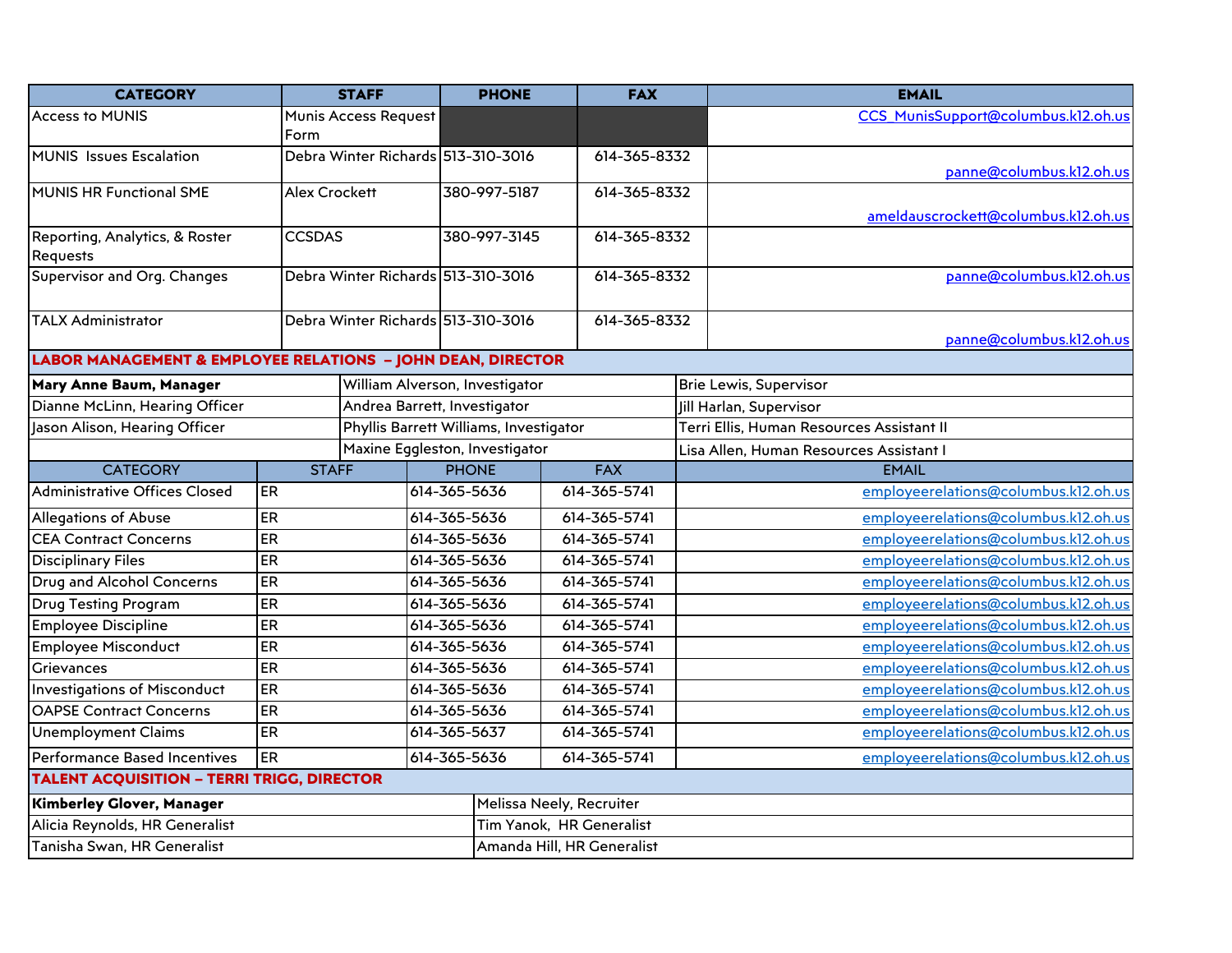| CATEGORY | STAFF | PHONE | FAX | EMAIL |
|---|---|---|---|---|
| Access to MUNIS | Munis Access Request Form | | | CCS_MunisSupport@columbus.k12.oh.us |
| MUNIS Issues Escalation | Debra Winter Richards | 513-310-3016 | 614-365-8332 | panne@columbus.k12.oh.us |
| MUNIS HR Functional SME | Alex Crockett | 380-997-5187 | 614-365-8332 | ameldauscrockett@columbus.k12.oh.us |
| Reporting, Analytics, & Roster Requests | CCSDAS | 380-997-3145 | 614-365-8332 | |
| Supervisor and Org. Changes | Debra Winter Richards | 513-310-3016 | 614-365-8332 | panne@columbus.k12.oh.us |
| TALX Administrator | Debra Winter Richards | 513-310-3016 | 614-365-8332 | panne@columbus.k12.oh.us |

## LABOR MANAGEMENT & EMPLOYEE RELATIONS – JOHN DEAN, DIRECTOR

| | | |
|---|---|---|
| **Mary Anne Baum, Manager** | William Alverson, Investigator | Brie Lewis, Supervisor |
| Dianne McLinn, Hearing Officer | Andrea Barrett, Investigator | Jill Harlan, Supervisor |
| Jason Alison, Hearing Officer | Phyllis Barrett Williams, Investigator | Terri Ellis, Human Resources Assistant II |
| | Maxine Eggleston, Investigator | Lisa Allen, Human Resources Assistant I |

| CATEGORY | STAFF | PHONE | FAX | EMAIL |
|---|---|---|---|---|
| Administrative Offices Closed | ER | 614-365-5636 | 614-365-5741 | employeerelations@columbus.k12.oh.us |
| Allegations of Abuse | ER | 614-365-5636 | 614-365-5741 | employeerelations@columbus.k12.oh.us |
| CEA Contract Concerns | ER | 614-365-5636 | 614-365-5741 | employeerelations@columbus.k12.oh.us |
| Disciplinary Files | ER | 614-365-5636 | 614-365-5741 | employeerelations@columbus.k12.oh.us |
| Drug and Alcohol Concerns | ER | 614-365-5636 | 614-365-5741 | employeerelations@columbus.k12.oh.us |
| Drug Testing Program | ER | 614-365-5636 | 614-365-5741 | employeerelations@columbus.k12.oh.us |
| Employee Discipline | ER | 614-365-5636 | 614-365-5741 | employeerelations@columbus.k12.oh.us |
| Employee Misconduct | ER | 614-365-5636 | 614-365-5741 | employeerelations@columbus.k12.oh.us |
| Grievances | ER | 614-365-5636 | 614-365-5741 | employeerelations@columbus.k12.oh.us |
| Investigations of Misconduct | ER | 614-365-5636 | 614-365-5741 | employeerelations@columbus.k12.oh.us |
| OAPSE Contract Concerns | ER | 614-365-5636 | 614-365-5741 | employeerelations@columbus.k12.oh.us |
| Unemployment Claims | ER | 614-365-5637 | 614-365-5741 | employeerelations@columbus.k12.oh.us |
| Performance Based Incentives | ER | 614-365-5636 | 614-365-5741 | employeerelations@columbus.k12.oh.us |

## TALENT ACQUISITION – TERRI TRIGG, DIRECTOR

| | |
|---|---|
| **Kimberley Glover, Manager** | Melissa Neely, Recruiter |
| Alicia Reynolds, HR Generalist | Tim Yanok, HR Generalist |
| Tanisha Swan, HR Generalist | Amanda Hill, HR Generalist |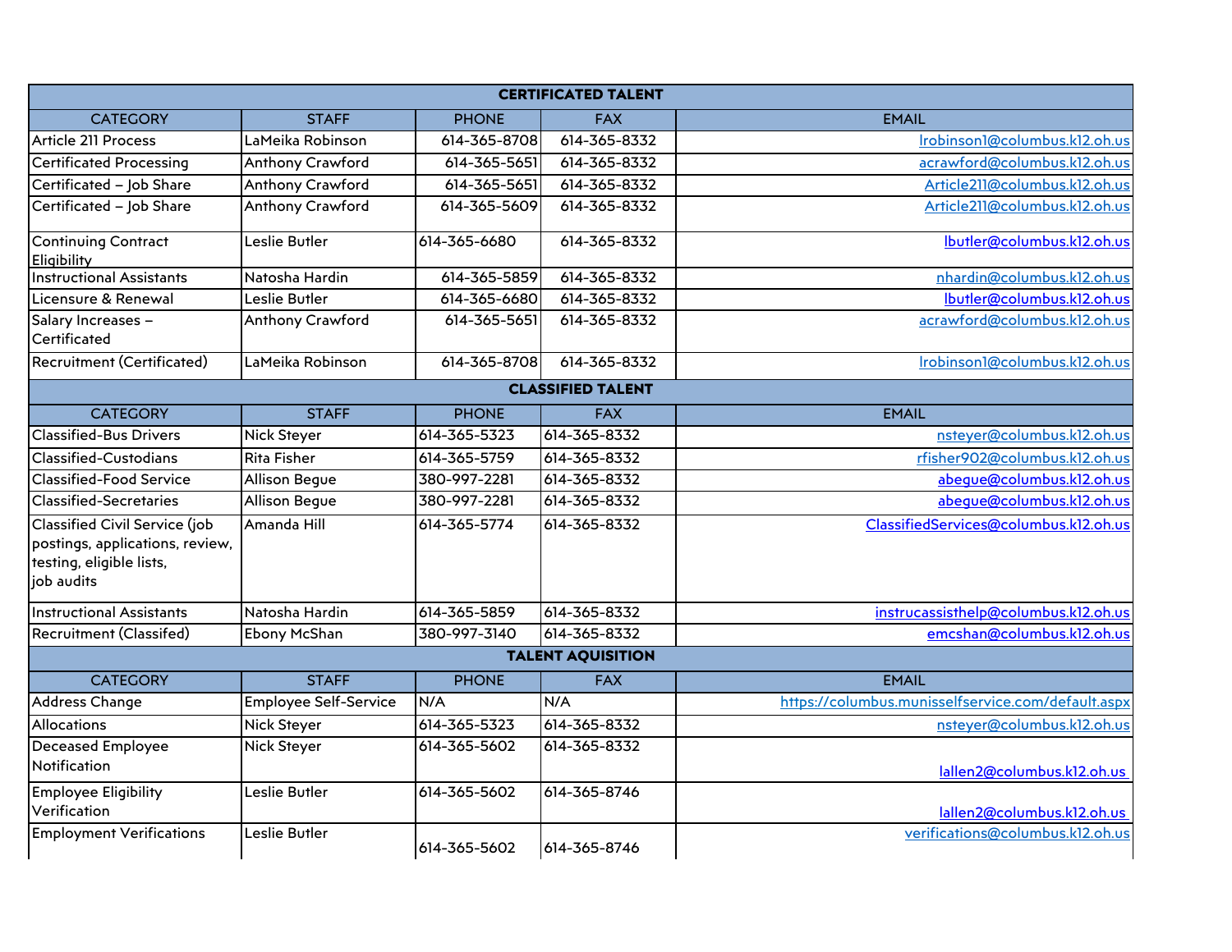| CERTIFICATED TALENT | | | | |
|---|---|---|---|---|
| CATEGORY | STAFF | PHONE | FAX | EMAIL |
| Article 211 Process | LaMeika Robinson | 614-365-8708 | 614-365-8332 | lrobinson1@columbus.k12.oh.us |
| Certificated Processing | Anthony Crawford | 614-365-5651 | 614-365-8332 | acrawford@columbus.k12.oh.us |
| Certificated – Job Share | Anthony Crawford | 614-365-5651 | 614-365-8332 | Article211@columbus.k12.oh.us |
| Certificated – Job Share | Anthony Crawford | 614-365-5609 | 614-365-8332 | Article211@columbus.k12.oh.us |
| Continuing Contract Eligibility | Leslie Butler | 614-365-6680 | 614-365-8332 | lbutler@columbus.k12.oh.us |
| Instructional Assistants | Natosha Hardin | 614-365-5859 | 614-365-8332 | nhardin@columbus.k12.oh.us |
| Licensure & Renewal | Leslie Butler | 614-365-6680 | 614-365-8332 | lbutler@columbus.k12.oh.us |
| Salary Increases – Certificated | Anthony Crawford | 614-365-5651 | 614-365-8332 | acrawford@columbus.k12.oh.us |
| Recruitment (Certificated) | LaMeika Robinson | 614-365-8708 | 614-365-8332 | lrobinson1@columbus.k12.oh.us |
| **CLASSIFIED TALENT** | | | | |
| CATEGORY | STAFF | PHONE | FAX | EMAIL |
| Classified-Bus Drivers | Nick Steyer | 614-365-5323 | 614-365-8332 | nsteyer@columbus.k12.oh.us |
| Classified-Custodians | Rita Fisher | 614-365-5759 | 614-365-8332 | rfisher902@columbus.k12.oh.us |
| Classified-Food Service | Allison Begue | 380-997-2281 | 614-365-8332 | abegue@columbus.k12.oh.us |
| Classified-Secretaries | Allison Begue | 380-997-2281 | 614-365-8332 | abegue@columbus.k12.oh.us |
| Classified Civil Service (job postings, applications, review, testing, eligible lists, job audits | Amanda Hill | 614-365-5774 | 614-365-8332 | ClassifiedServices@columbus.k12.oh.us |
| Instructional Assistants | Natosha Hardin | 614-365-5859 | 614-365-8332 | instrucassisthelp@columbus.k12.oh.us |
| Recruitment (Classifed) | Ebony McShan | 380-997-3140 | 614-365-8332 | emcshan@columbus.k12.oh.us |
| **TALENT AQUISITION** | | | | |
| CATEGORY | STAFF | PHONE | FAX | EMAIL |
| Address Change | Employee Self-Service | N/A | N/A | https://columbus.munisselfservice.com/default.aspx |
| Allocations | Nick Steyer | 614-365-5323 | 614-365-8332 | nsteyer@columbus.k12.oh.us |
| Deceased Employee Notification | Nick Steyer | 614-365-5602 | 614-365-8332 | lallen2@columbus.k12.oh.us |
| Employee Eligibility Verification | Leslie Butler | 614-365-5602 | 614-365-8746 | lallen2@columbus.k12.oh.us |
| Employment Verifications | Leslie Butler | 614-365-5602 | 614-365-8746 | verifications@columbus.k12.oh.us |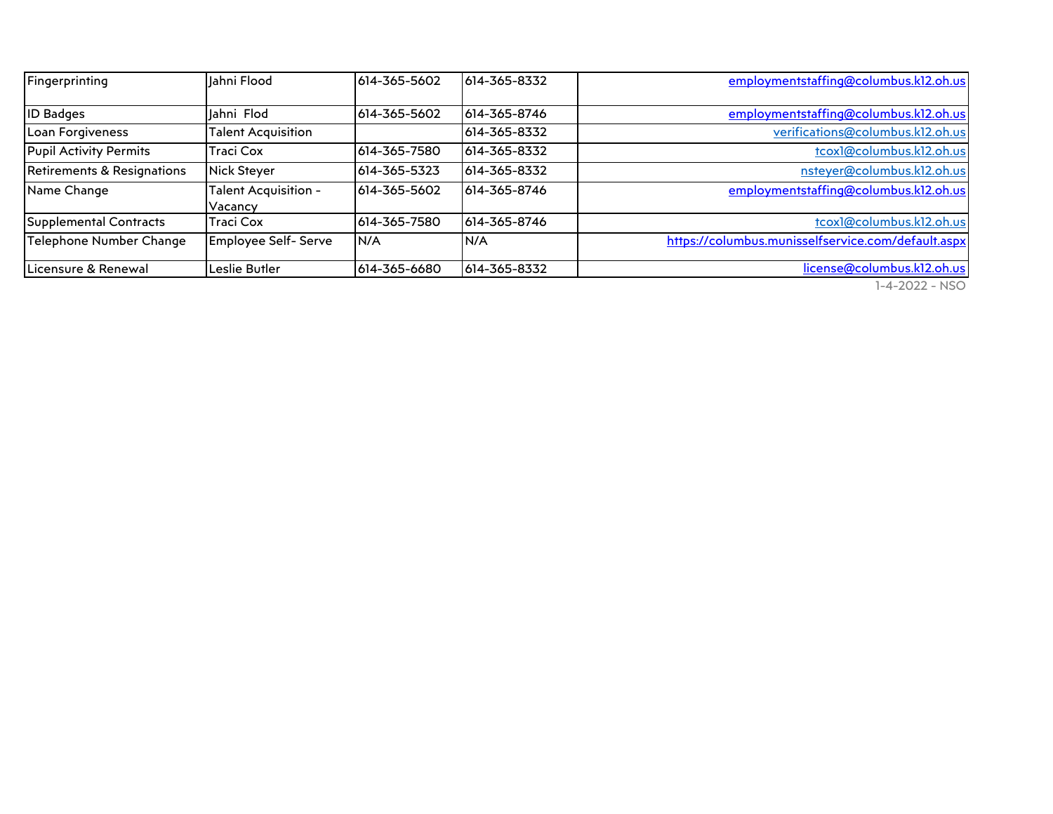| | | | | |
|---|---|---|---|---|
| Fingerprinting | Jahni Flood | 614-365-5602 | 614-365-8332 | employmentstaffing@columbus.k12.oh.us |
| ID Badges | Jahni Flod | 614-365-5602 | 614-365-8746 | employmentstaffing@columbus.k12.oh.us |
| Loan Forgiveness | Talent Acquisition | | 614-365-8332 | verifications@columbus.k12.oh.us |
| Pupil Activity Permits | Traci Cox | 614-365-7580 | 614-365-8332 | tcox1@columbus.k12.oh.us |
| Retirements & Resignations | Nick Steyer | 614-365-5323 | 614-365-8332 | nsteyer@columbus.k12.oh.us |
| Name Change | Talent Acquisition - Vacancy | 614-365-5602 | 614-365-8746 | employmentstaffing@columbus.k12.oh.us |
| Supplemental Contracts | Traci Cox | 614-365-7580 | 614-365-8746 | tcox1@columbus.k12.oh.us |
| Telephone Number Change | Employee Self- Serve | N/A | N/A | https://columbus.munisselfservice.com/default.aspx |
| Licensure & Renewal | Leslie Butler | 614-365-6680 | 614-365-8332 | license@columbus.k12.oh.us |

1-4-2022 - NSO